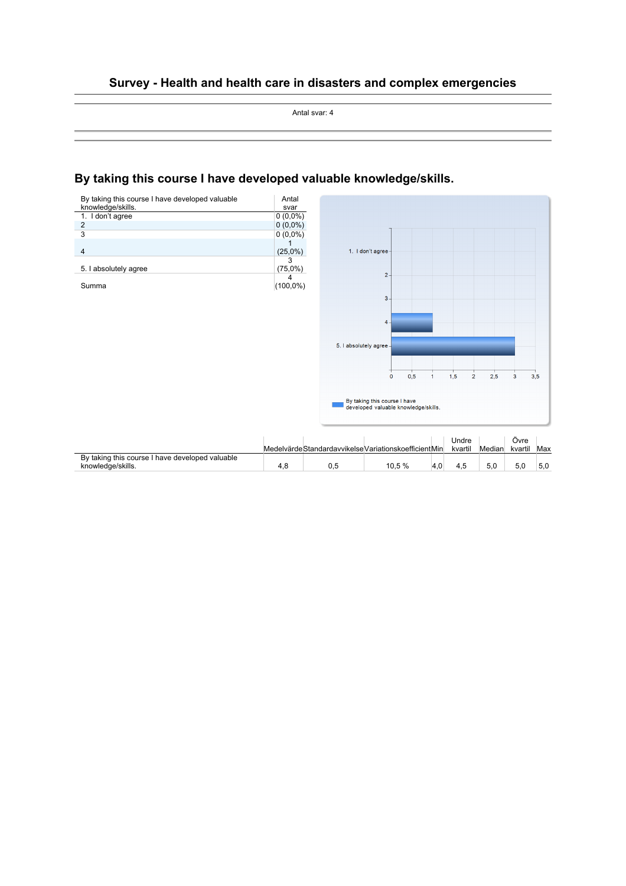# Survey - Health and health care in disasters and complex emergencies

Antal svar: 4

## By taking this course I have developed valuable knowledge/skills.

| By taking this course I have developed valuable knowledge/skills. | Antal svar |
|---|---|
| 1. I don't agree | 0 (0,0%) |
| 2 | 0 (0,0%) |
| 3 | 0 (0,0%) |
| 4 | 1 (25,0%) |
| 5. I absolutely agree | 3 (75,0%) |
| Summa | 4 (100,0%) |

| | Medelvärde | Standardavvikelse | Variationskoefficient | Min | Undre kvartil | Median | Övre kvartil | Max |
|---|---|---|---|---|---|---|---|---|
| By taking this course I have developed valuable knowledge/skills. | 4,8 | 0,5 | 10,5 % | 4,0 | 4,5 | 5,0 | 5,0 | 5,0 |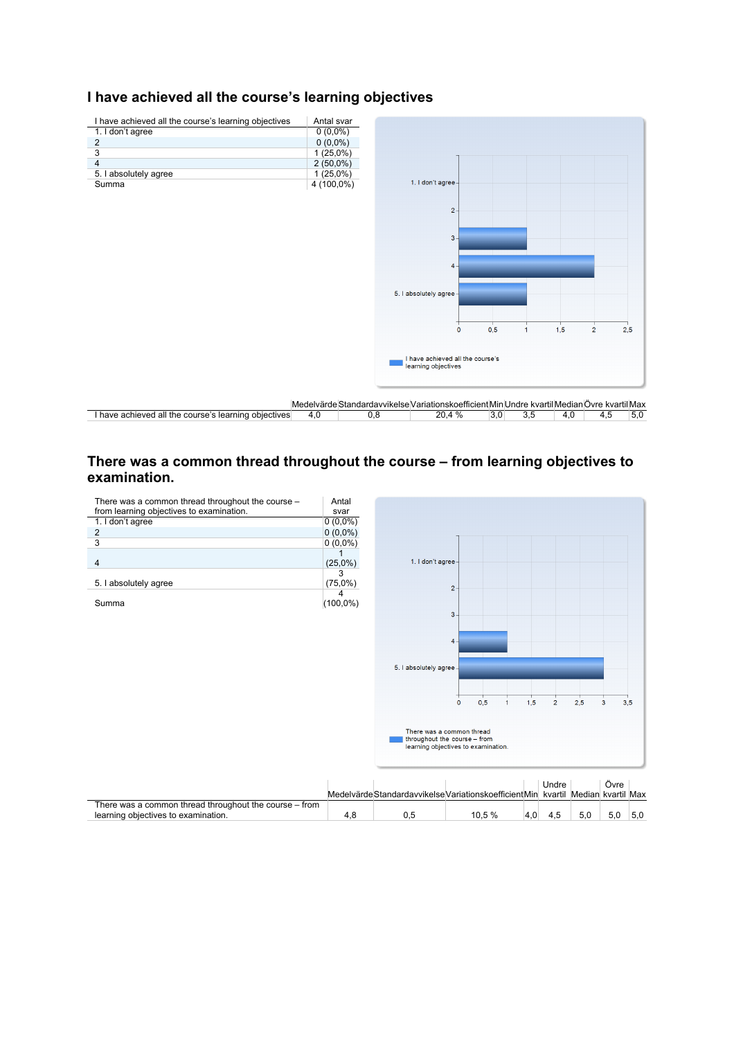## I have achieved all the course's learning objectives

| I have achieved all the course's learning objectives | Antal svar |
|---|---|
| 1. I don't agree | 0 (0,0%) |
| 2 | 0 (0,0%) |
| 3 | 1 (25,0%) |
| 4 | 2 (50,0%) |
| 5. I absolutely agree | 1 (25,0%) |
| Summa | 4 (100,0%) |

| | Medelvärde | Standardavvikelse | Variationskoefficient | Min | Undre kvartil | Median | Övre kvartil | Max |
|---|---|---|---|---|---|---|---|---|
| I have achieved all the course's learning objectives | 4,0 | 0,8 | 20,4 % | 3,0 | 3,5 | 4,0 | 4,5 | 5,0 |

## There was a common thread throughout the course – from learning objectives to examination.

| There was a common thread throughout the course – from learning objectives to examination. | Antal svar |
|---|---|
| 1. I don't agree | 0 (0,0%) |
| 2 | 0 (0,0%) |
| 3 | 0 (0,0%) |
| 4 | 1 (25,0%) |
| 5. I absolutely agree | 3 (75,0%) |
| Summa | 4 (100,0%) |

| | Medelvärde | Standardavvikelse | Variationskoefficient | Min | Undre kvartil | Median | Övre kvartil | Max |
|---|---|---|---|---|---|---|---|---|
| There was a common thread throughout the course – from learning objectives to examination. | 4,8 | 0,5 | 10,5 % | 4,0 | 4,5 | 5,0 | 5,0 | 5,0 |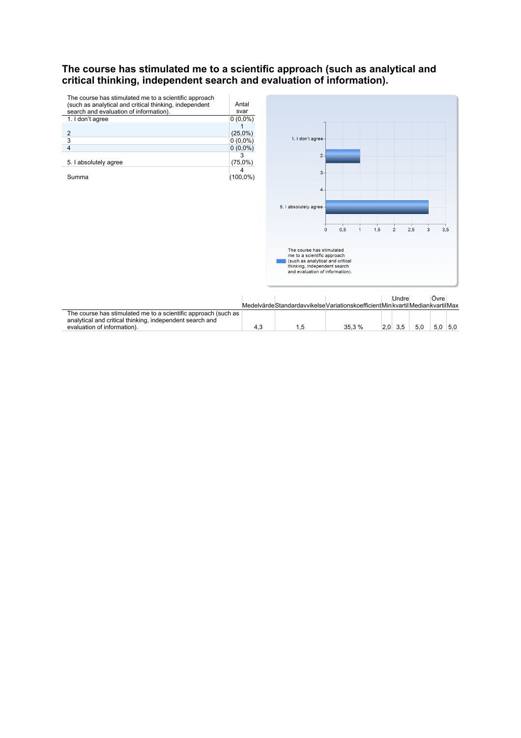## The course has stimulated me to a scientific approach (such as analytical and critical thinking, independent search and evaluation of information).

| The course has stimulated me to a scientific approach (such as analytical and critical thinking, independent search and evaluation of information). | Antal svar |
|---|---|
| 1. I don't agree | 0 (0,0%) |
| 2 | 1 (25,0%) |
| 3 | 0 (0,0%) |
| 4 | 0 (0,0%) |
| 5. I absolutely agree | 3 (75,0%) |
| Summa | 4 (100,0%) |

| | Medelvärde | Standardavvikelse | Variationskoefficient | Min | Undre kvartil | Median | Övre kvartil | Max |
|---|---|---|---|---|---|---|---|---|
| The course has stimulated me to a scientific approach (such as analytical and critical thinking, independent search and evaluation of information). | 4,3 | 1,5 | 35,3 % | 2,0 | 3,5 | 5,0 | 5,0 | 5,0 |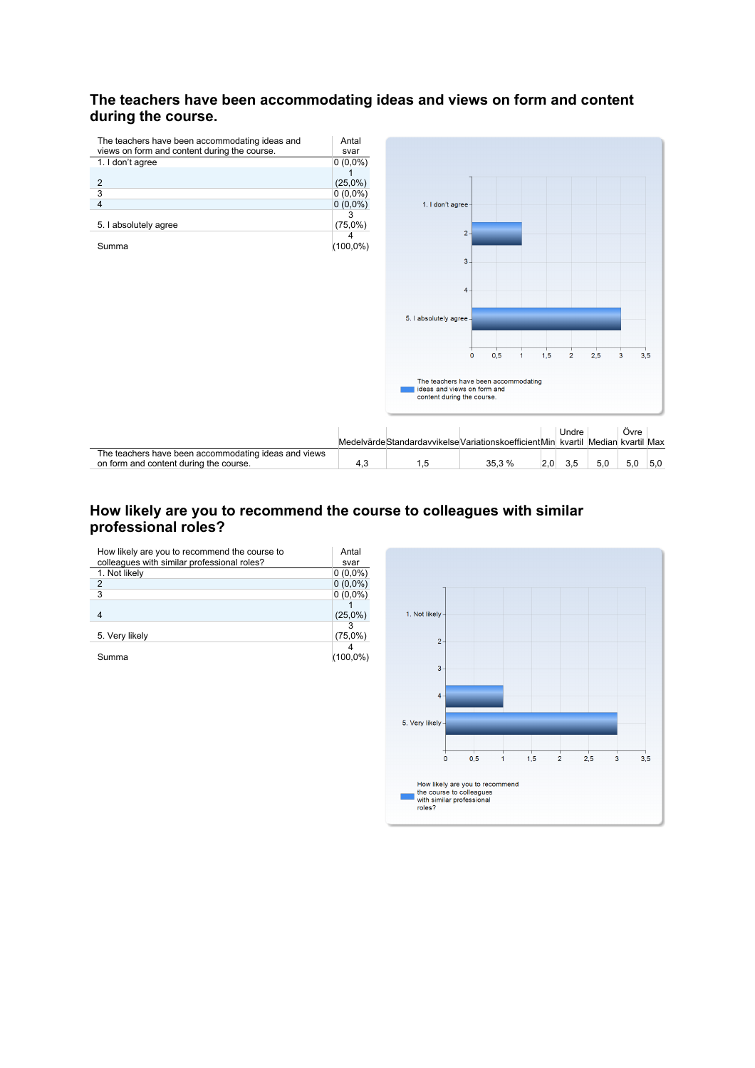## The teachers have been accommodating ideas and views on form and content during the course.

| The teachers have been accommodating ideas and views on form and content during the course. | Antal svar |
|---|---|
| 1. I don't agree | 0 (0,0%) |
| 2 | 1 (25,0%) |
| 3 | 0 (0,0%) |
| 4 | 0 (0,0%) |
| 5. I absolutely agree | 3 (75,0%) |
| Summa | 4 (100,0%) |

| | Medelvärde | Standardavvikelse | Variationskoefficient | Min | Undre kvartil | Median | Övre kvartil | Max |
|---|---|---|---|---|---|---|---|---|
| The teachers have been accommodating ideas and views on form and content during the course. | 4,3 | 1,5 | 35,3 % | 2,0 | 3,5 | 5,0 | 5,0 | 5,0 |

## How likely are you to recommend the course to colleagues with similar professional roles?

| How likely are you to recommend the course to colleagues with similar professional roles? | Antal svar |
|---|---|
| 1. Not likely | 0 (0,0%) |
| 2 | 0 (0,0%) |
| 3 | 0 (0,0%) |
| 4 | 1 (25,0%) |
| 5. Very likely | 3 (75,0%) |
| Summa | 4 (100,0%) |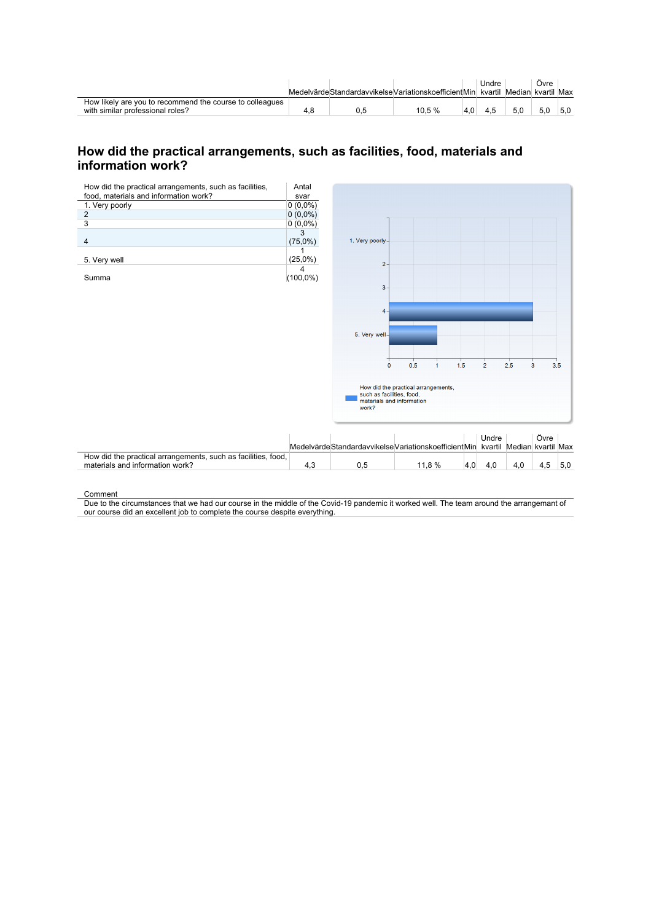| | Medelvärde | Standardavvikelse | Variationskoefficient | Min | Undre kvartil | Median | Övre kvartil | Max |
|---|---|---|---|---|---|---|---|---|
| How likely are you to recommend the course to colleagues with similar professional roles? | 4,8 | 0,5 | 10,5 % | 4,0 | 4,5 | 5,0 | 5,0 | 5,0 |

## How did the practical arrangements, such as facilities, food, materials and information work?

| How did the practical arrangements, such as facilities, food, materials and information work? | Antal svar |
|---|---|
| 1. Very poorly | 0 (0,0%) |
| 2 | 0 (0,0%) |
| 3 | 0 (0,0%) |
| 4 | 3 (75,0%) |
| 5. Very well | 1 (25,0%) |
| Summa | 4 (100,0%) |

| | Medelvärde | Standardavvikelse | Variationskoefficient | Min | Undre kvartil | Median | Övre kvartil | Max |
|---|---|---|---|---|---|---|---|---|
| How did the practical arrangements, such as facilities, food, materials and information work? | 4,3 | 0,5 | 11,8 % | 4,0 | 4,0 | 4,0 | 4,5 | 5,0 |

| Comment |
|---|
| Due to the circumstances that we had our course in the middle of the Covid-19 pandemic it worked well. The team around the arrangemant of our course did an excellent job to complete the course despite everything. |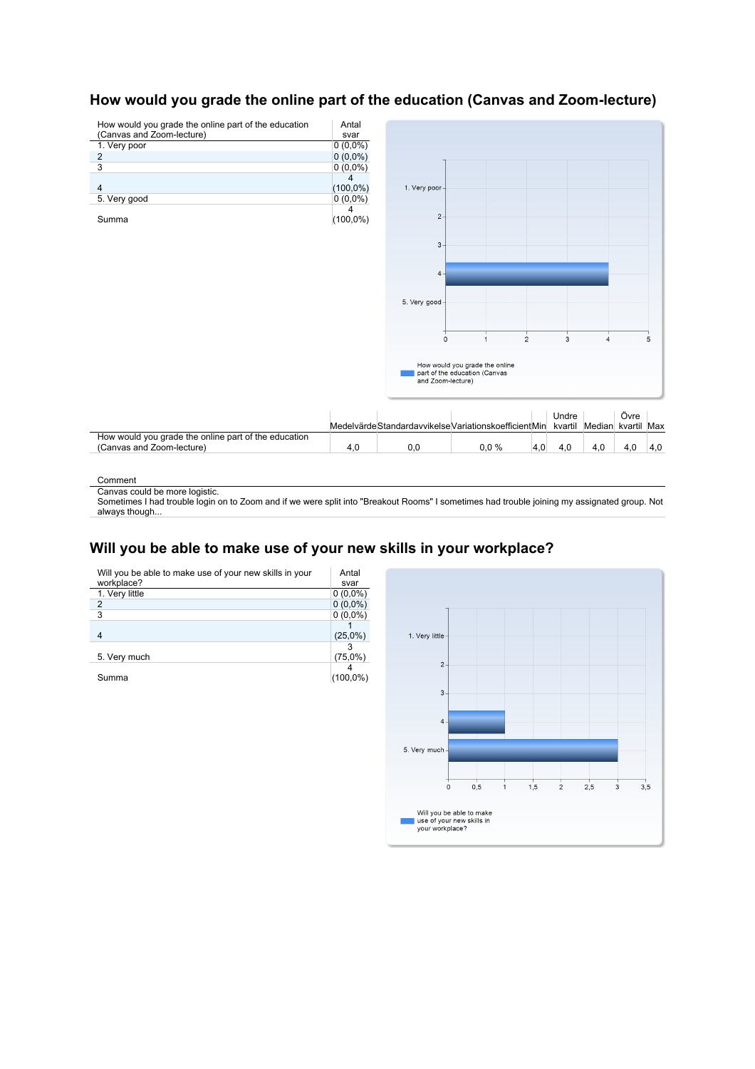## How would you grade the online part of the education (Canvas and Zoom-lecture)

| How would you grade the online part of the education (Canvas and Zoom-lecture) | Antal svar |
|---|---|
| 1. Very poor | 0 (0,0%) |
| 2 | 0 (0,0%) |
| 3 | 0 (0,0%) |
| 4 | 4 (100,0%) |
| 5. Very good | 0 (0,0%) |
| Summa | 4 (100,0%) |

| | Medelvärde | Standardavvikelse | Variationskoefficient | Min | Undre kvartil | Median | Övre kvartil | Max |
|---|---|---|---|---|---|---|---|---|
| How would you grade the online part of the education (Canvas and Zoom-lecture) | 4,0 | 0,0 | 0,0 % | 4,0 | 4,0 | 4,0 | 4,0 | 4,0 |

| Comment |
|---|
| Canvas could be more logistic. |
| Sometimes I had trouble login on to Zoom and if we were split into "Breakout Rooms" I sometimes had trouble joining my assignated group. Not always though... |

## Will you be able to make use of your new skills in your workplace?

| Will you be able to make use of your new skills in your workplace? | Antal svar |
|---|---|
| 1. Very little | 0 (0,0%) |
| 2 | 0 (0,0%) |
| 3 | 0 (0,0%) |
| 4 | 1 (25,0%) |
| 5. Very much | 3 (75,0%) |
| Summa | 4 (100,0%) |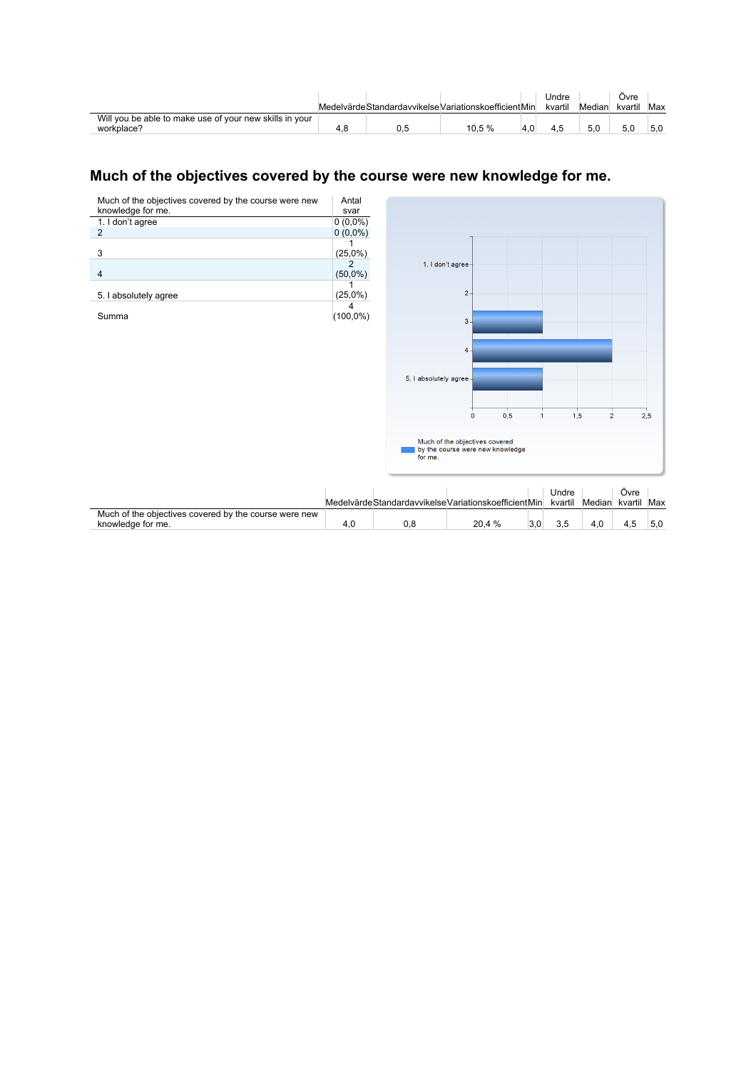| | Medelvärde | Standardavvikelse | Variationskoefficient | Min | Undre kvartil | Median | Övre kvartil | Max |
|---|---|---|---|---|---|---|---|---|
| Will you be able to make use of your new skills in your workplace? | 4,8 | 0,5 | 10,5 % | 4,0 | 4,5 | 5,0 | 5,0 | 5,0 |

## Much of the objectives covered by the course were new knowledge for me.

| Much of the objectives covered by the course were new knowledge for me. | Antal svar |
|---|---|
| 1. I don't agree | 0 (0,0%) |
| 2 | 0 (0,0%) |
| 3 | 1 (25,0%) |
| 4 | 2 (50,0%) |
| 5. I absolutely agree | 1 (25,0%) |
| Summa | 4 (100,0%) |

| | Medelvärde | Standardavvikelse | Variationskoefficient | Min | Undre kvartil | Median | Övre kvartil | Max |
|---|---|---|---|---|---|---|---|---|
| Much of the objectives covered by the course were new knowledge for me. | 4,0 | 0,8 | 20,4 % | 3,0 | 3,5 | 4,0 | 4,5 | 5,0 |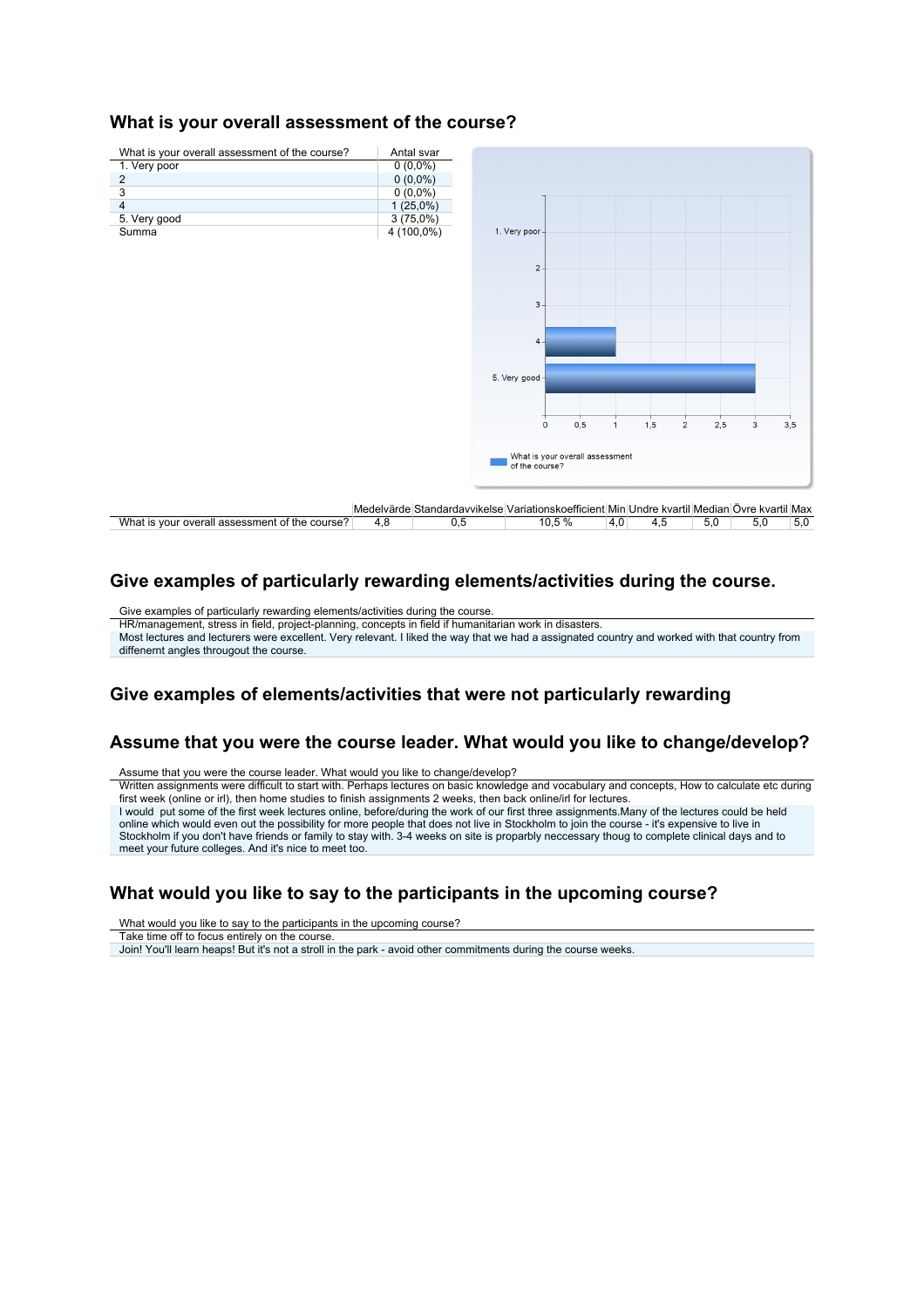## What is your overall assessment of the course?

| What is your overall assessment of the course? | Antal svar |
|---|---|
| 1. Very poor | 0 (0,0%) |
| 2 | 0 (0,0%) |
| 3 | 0 (0,0%) |
| 4 | 1 (25,0%) |
| 5. Very good | 3 (75,0%) |
| Summa | 4 (100,0%) |

| | Medelvärde | Standardavvikelse | Variationskoefficient | Min | Undre kvartil | Median | Övre kvartil | Max |
|---|---|---|---|---|---|---|---|---|
| What is your overall assessment of the course? | 4,8 | 0,5 | 10,5 % | 4,0 | 4,5 | 5,0 | 5,0 | 5,0 |

## Give examples of particularly rewarding elements/activities during the course.

| Give examples of particularly rewarding elements/activities during the course. |
|---|
| HR/management, stress in field, project-planning, concepts in field if humanitarian work in disasters. |
| Most lectures and lecturers were excellent. Very relevant. I liked the way that we had a assignated country and worked with that country from diffenernt angles througout the course. |

## Give examples of elements/activities that were not particularly rewarding

## Assume that you were the course leader. What would you like to change/develop?

| Assume that you were the course leader. What would you like to change/develop? |
|---|
| Written assignments were difficult to start with. Perhaps lectures on basic knowledge and vocabulary and concepts, How to calculate etc during first week (online or irl), then home studies to finish assignments 2 weeks, then back online/irl for lectures. |
| I would put some of the first week lectures online, before/during the work of our first three assignments.Many of the lectures could be held online which would even out the possibility for more people that does not live in Stockholm to join the course - it's expensive to live in Stockholm if you don't have friends or family to stay with. 3-4 weeks on site is proparbly neccessary thoug to complete clinical days and to meet your future colleges. And it's nice to meet too. |

## What would you like to say to the participants in the upcoming course?

| What would you like to say to the participants in the upcoming course? |
|---|
| Take time off to focus entirely on the course. |
| Join! You'll learn heaps! But it's not a stroll in the park - avoid other commitments during the course weeks. |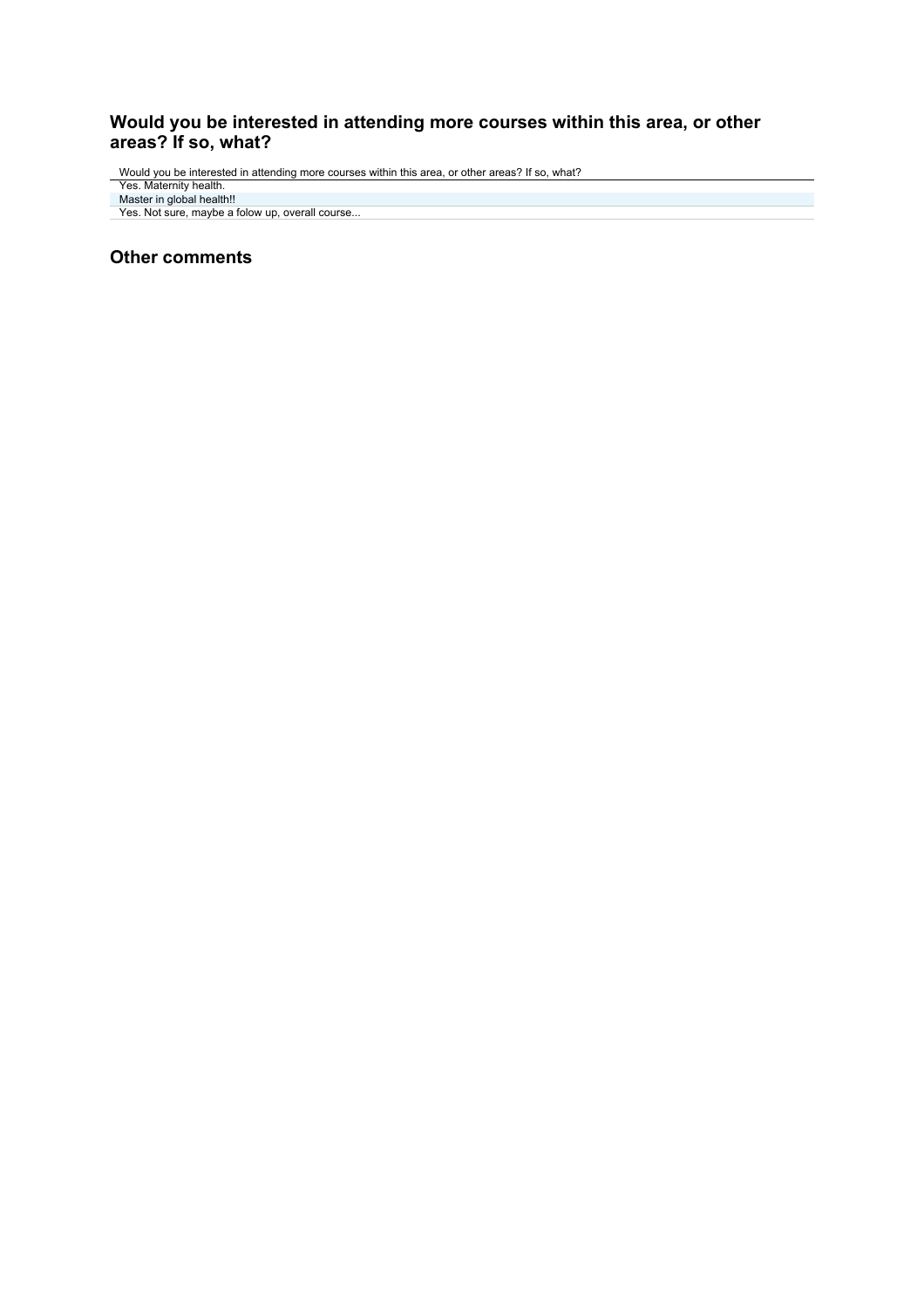## Would you be interested in attending more courses within this area, or other areas? If so, what?

| Would you be interested in attending more courses within this area, or other areas? If so, what? |
|---|
| Yes. Maternity health. |
| Master in global health!! |
| Yes. Not sure, maybe a folow up, overall course... |

## Other comments